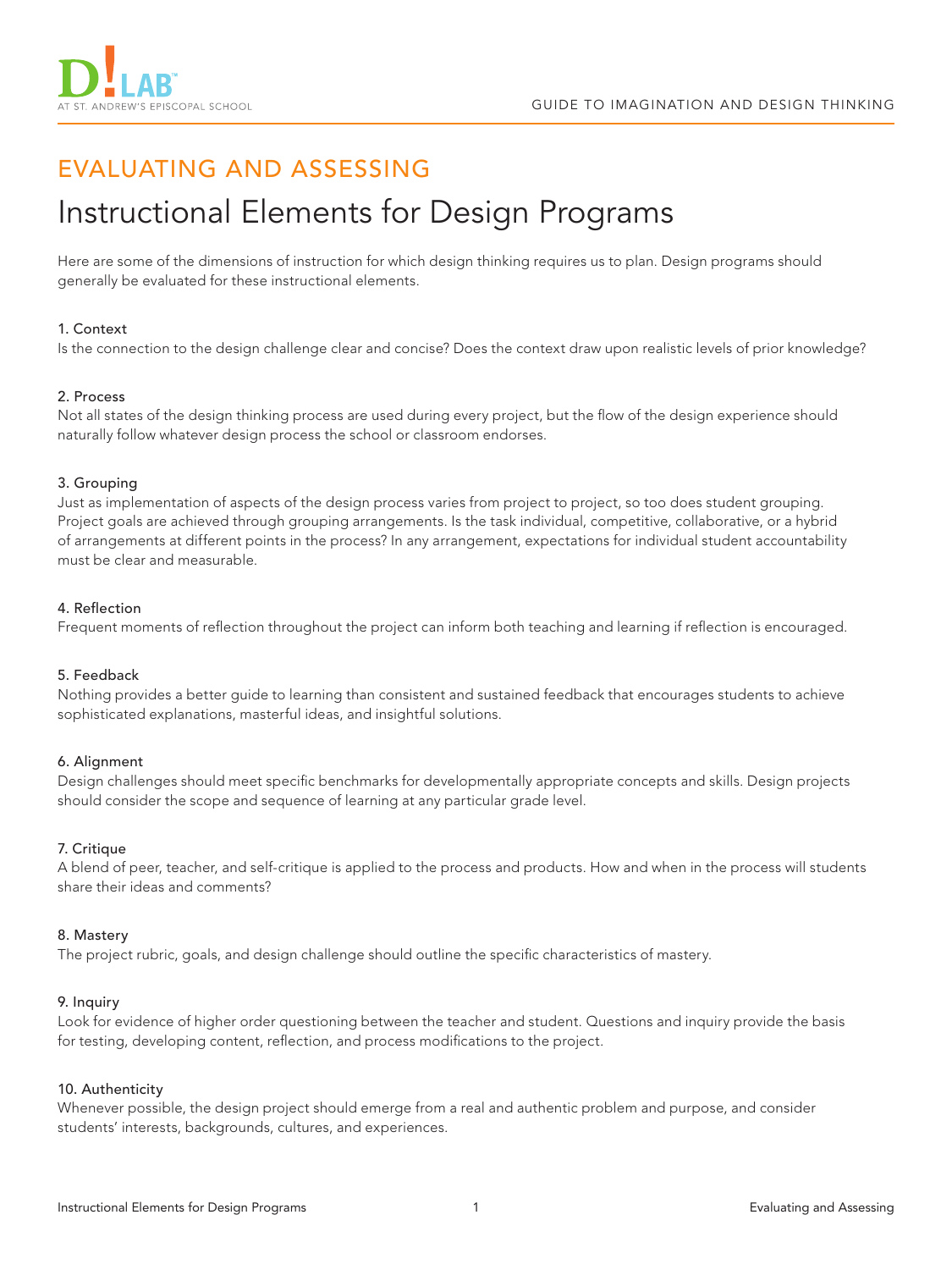## EVALUATING AND ASSESSING

# Instructional Elements for Design Programs

Here are some of the dimensions of instruction for which design thinking requires us to plan. Design programs should generally be evaluated for these instructional elements.

**1. Context**
Is the connection to the design challenge clear and concise? Does the context draw upon realistic levels of prior knowledge?

**2. Process**
Not all states of the design thinking process are used during every project, but the flow of the design experience should naturally follow whatever design process the school or classroom endorses.

**3. Grouping**
Just as implementation of aspects of the design process varies from project to project, so too does student grouping. Project goals are achieved through grouping arrangements. Is the task individual, competitive, collaborative, or a hybrid of arrangements at different points in the process? In any arrangement, expectations for individual student accountability must be clear and measurable.

**4. Reflection**
Frequent moments of reflection throughout the project can inform both teaching and learning if reflection is encouraged.

**5. Feedback**
Nothing provides a better guide to learning than consistent and sustained feedback that encourages students to achieve sophisticated explanations, masterful ideas, and insightful solutions.

**6. Alignment**
Design challenges should meet specific benchmarks for developmentally appropriate concepts and skills. Design projects should consider the scope and sequence of learning at any particular grade level.

**7. Critique**
A blend of peer, teacher, and self-critique is applied to the process and products. How and when in the process will students share their ideas and comments?

**8. Mastery**
The project rubric, goals, and design challenge should outline the specific characteristics of mastery.

**9. Inquiry**
Look for evidence of higher order questioning between the teacher and student. Questions and inquiry provide the basis for testing, developing content, reflection, and process modifications to the project.

**10. Authenticity**
Whenever possible, the design project should emerge from a real and authentic problem and purpose, and consider students' interests, backgrounds, cultures, and experiences.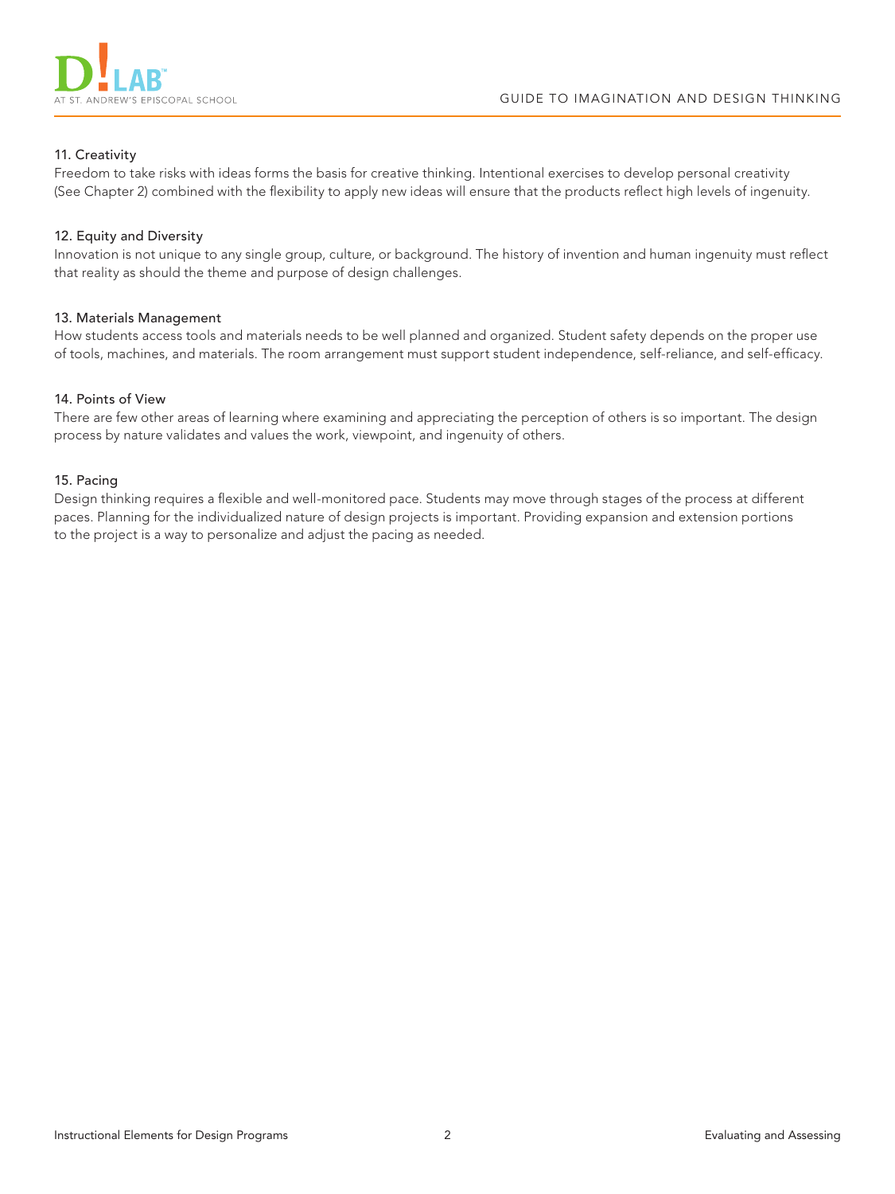### 11. Creativity

Freedom to take risks with ideas forms the basis for creative thinking. Intentional exercises to develop personal creativity (See Chapter 2) combined with the flexibility to apply new ideas will ensure that the products reflect high levels of ingenuity.

### 12. Equity and Diversity

Innovation is not unique to any single group, culture, or background. The history of invention and human ingenuity must reflect that reality as should the theme and purpose of design challenges.

### 13. Materials Management

How students access tools and materials needs to be well planned and organized. Student safety depends on the proper use of tools, machines, and materials. The room arrangement must support student independence, self-reliance, and self-efficacy.

### 14. Points of View

There are few other areas of learning where examining and appreciating the perception of others is so important. The design process by nature validates and values the work, viewpoint, and ingenuity of others.

### 15. Pacing

Design thinking requires a flexible and well-monitored pace. Students may move through stages of the process at different paces. Planning for the individualized nature of design projects is important. Providing expansion and extension portions to the project is a way to personalize and adjust the pacing as needed.